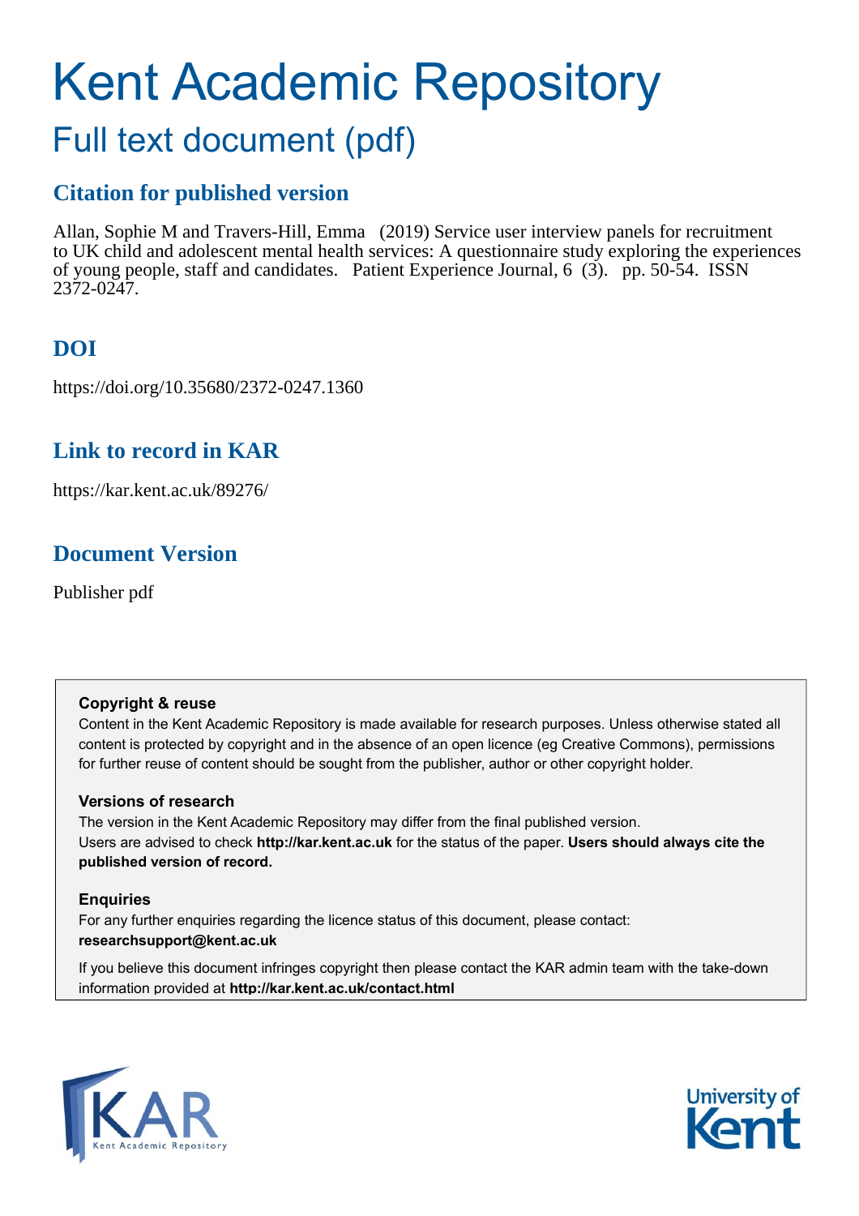# Kent Academic Repository

## Full text document (pdf)

### Citation for published version

Allan, Sophie M and Travers-Hill, Emma (2019) Service user interview panels for recruitment to UK child and adolescent mental health services: A questionnaire study exploring the experiences of young people, staff and candidates. Patient Experience Journal, 6 (3). pp. 50-54. ISSN 2372-0247.

### DOI

https://doi.org/10.35680/2372-0247.1360

### Link to record in KAR

https://kar.kent.ac.uk/89276/

### Document Version

Publisher pdf

**Copyright & reuse**

Content in the Kent Academic Repository is made available for research purposes. Unless otherwise stated all content is protected by copyright and in the absence of an open licence (eg Creative Commons), permissions for further reuse of content should be sought from the publisher, author or other copyright holder.

**Versions of research**

The version in the Kent Academic Repository may differ from the final published version. Users are advised to check **http://kar.kent.ac.uk** for the status of the paper. **Users should always cite the published version of record.**

**Enquiries**

For any further enquiries regarding the licence status of this document, please contact: **researchsupport@kent.ac.uk**

If you believe this document infringes copyright then please contact the KAR admin team with the take-down information provided at **http://kar.kent.ac.uk/contact.html**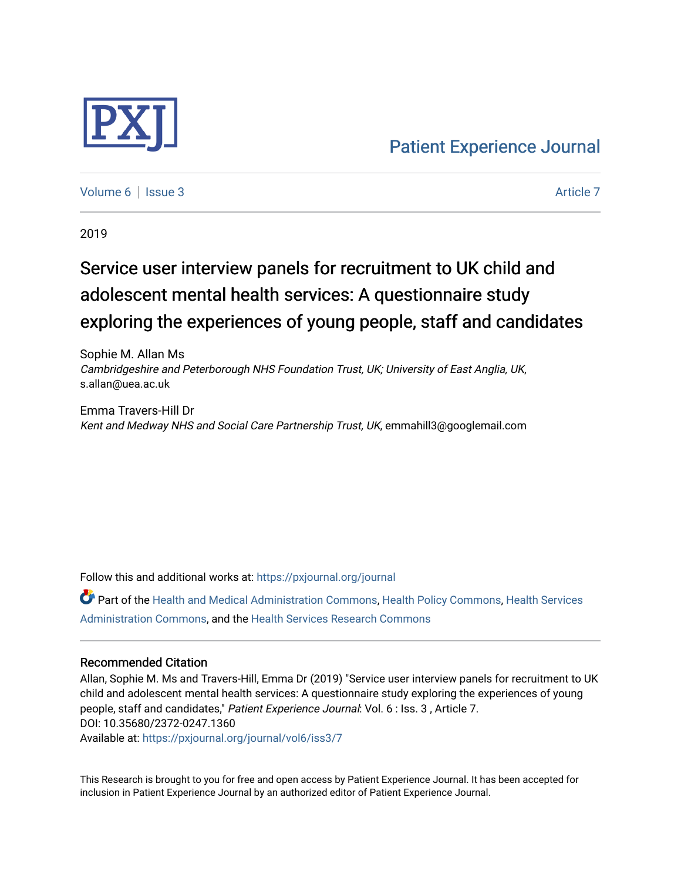Patient Experience Journal

Volume 6 | Issue 3 Article 7

2019

# Service user interview panels for recruitment to UK child and adolescent mental health services: A questionnaire study exploring the experiences of young people, staff and candidates

Sophie M. Allan Ms
*Cambridgeshire and Peterborough NHS Foundation Trust, UK; University of East Anglia, UK*, s.allan@uea.ac.uk

Emma Travers-Hill Dr
*Kent and Medway NHS and Social Care Partnership Trust, UK*, emmahill3@googlemail.com

Follow this and additional works at: https://pxjournal.org/journal

Part of the Health and Medical Administration Commons, Health Policy Commons, Health Services Administration Commons, and the Health Services Research Commons

## Recommended Citation

Allan, Sophie M. Ms and Travers-Hill, Emma Dr (2019) "Service user interview panels for recruitment to UK child and adolescent mental health services: A questionnaire study exploring the experiences of young people, staff and candidates," *Patient Experience Journal*: Vol. 6 : Iss. 3 , Article 7.
DOI: 10.35680/2372-0247.1360
Available at: https://pxjournal.org/journal/vol6/iss3/7

This Research is brought to you for free and open access by Patient Experience Journal. It has been accepted for inclusion in Patient Experience Journal by an authorized editor of Patient Experience Journal.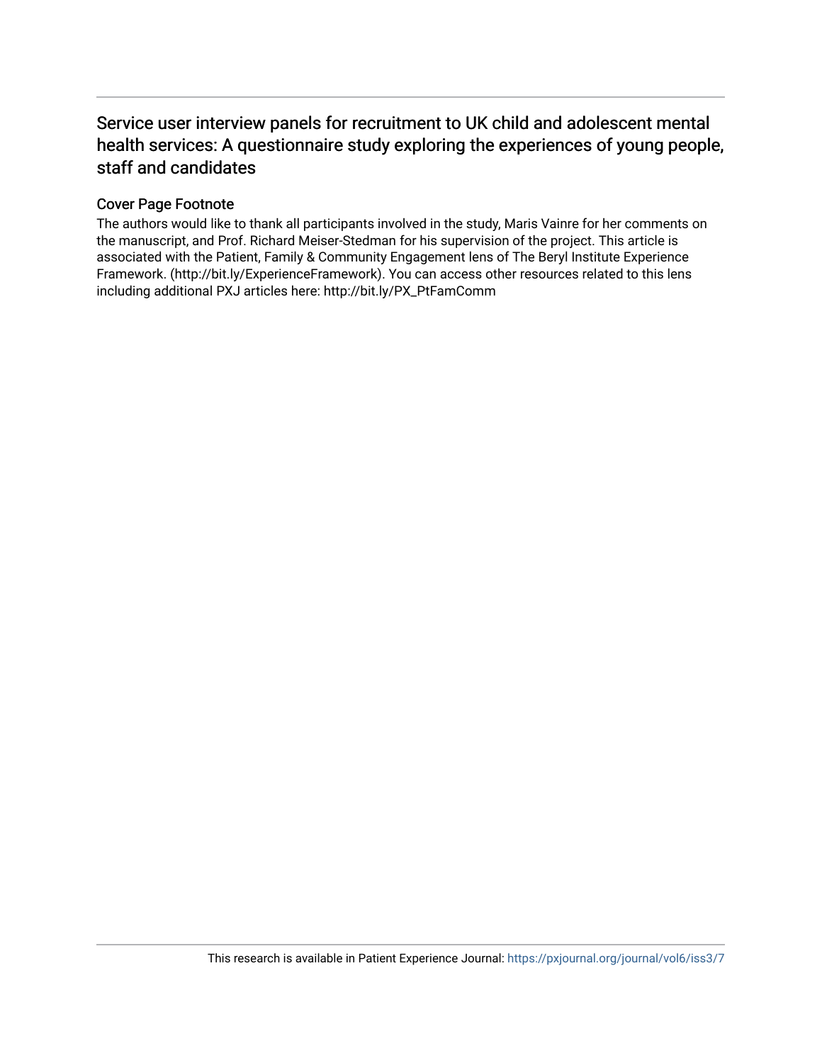# Service user interview panels for recruitment to UK child and adolescent mental health services: A questionnaire study exploring the experiences of young people, staff and candidates

## Cover Page Footnote

The authors would like to thank all participants involved in the study, Maris Vainre for her comments on the manuscript, and Prof. Richard Meiser-Stedman for his supervision of the project. This article is associated with the Patient, Family & Community Engagement lens of The Beryl Institute Experience Framework. (http://bit.ly/ExperienceFramework). You can access other resources related to this lens including additional PXJ articles here: http://bit.ly/PX_PtFamComm

This research is available in Patient Experience Journal: https://pxjournal.org/journal/vol6/iss3/7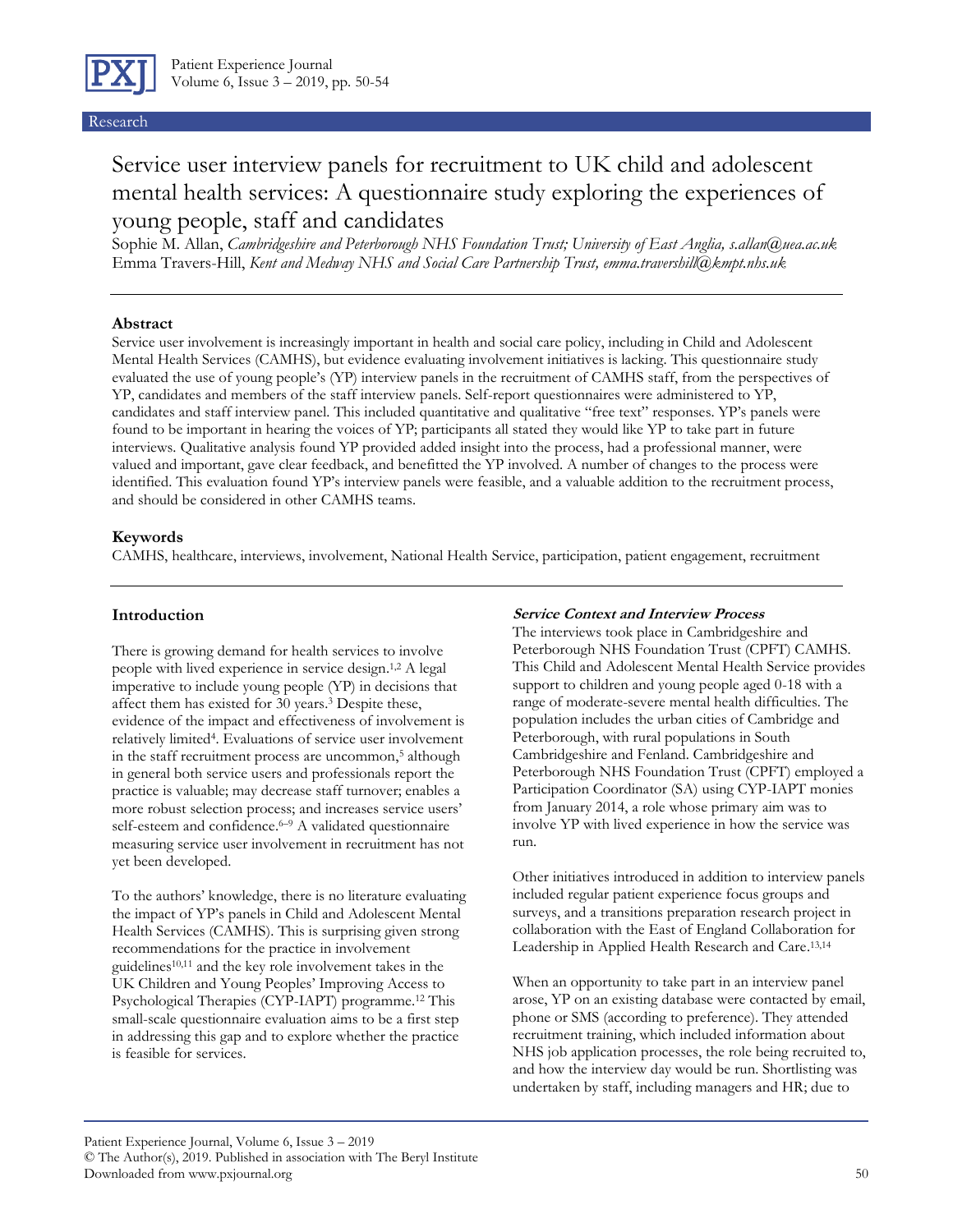Research

# Service user interview panels for recruitment to UK child and adolescent mental health services: A questionnaire study exploring the experiences of young people, staff and candidates

Sophie M. Allan, *Cambridgeshire and Peterborough NHS Foundation Trust; University of East Anglia, s.allan@uea.ac.uk*
Emma Travers-Hill, *Kent and Medway NHS and Social Care Partnership Trust, emma.travershill@kmpt.nhs.uk*

## Abstract

Service user involvement is increasingly important in health and social care policy, including in Child and Adolescent Mental Health Services (CAMHS), but evidence evaluating involvement initiatives is lacking. This questionnaire study evaluated the use of young people's (YP) interview panels in the recruitment of CAMHS staff, from the perspectives of YP, candidates and members of the staff interview panels. Self-report questionnaires were administered to YP, candidates and staff interview panel. This included quantitative and qualitative "free text" responses. YP's panels were found to be important in hearing the voices of YP; participants all stated they would like YP to take part in future interviews. Qualitative analysis found YP provided added insight into the process, had a professional manner, were valued and important, gave clear feedback, and benefitted the YP involved. A number of changes to the process were identified. This evaluation found YP's interview panels were feasible, and a valuable addition to the recruitment process, and should be considered in other CAMHS teams.

## Keywords

CAMHS, healthcare, interviews, involvement, National Health Service, participation, patient engagement, recruitment

## Introduction

There is growing demand for health services to involve people with lived experience in service design.[1,2] A legal imperative to include young people (YP) in decisions that affect them has existed for 30 years.[3] Despite these, evidence of the impact and effectiveness of involvement is relatively limited[4]. Evaluations of service user involvement in the staff recruitment process are uncommon,[5] although in general both service users and professionals report the practice is valuable; may decrease staff turnover; enables a more robust selection process; and increases service users' self-esteem and confidence.[6–9] A validated questionnaire measuring service user involvement in recruitment has not yet been developed.

To the authors' knowledge, there is no literature evaluating the impact of YP's panels in Child and Adolescent Mental Health Services (CAMHS). This is surprising given strong recommendations for the practice in involvement guidelines[10,11] and the key role involvement takes in the UK Children and Young Peoples' Improving Access to Psychological Therapies (CYP-IAPT) programme.[12] This small-scale questionnaire evaluation aims to be a first step in addressing this gap and to explore whether the practice is feasible for services.

### *Service Context and Interview Process*

The interviews took place in Cambridgeshire and Peterborough NHS Foundation Trust (CPFT) CAMHS. This Child and Adolescent Mental Health Service provides support to children and young people aged 0-18 with a range of moderate-severe mental health difficulties. The population includes the urban cities of Cambridge and Peterborough, with rural populations in South Cambridgeshire and Fenland. Cambridgeshire and Peterborough NHS Foundation Trust (CPFT) employed a Participation Coordinator (SA) using CYP-IAPT monies from January 2014, a role whose primary aim was to involve YP with lived experience in how the service was run.

Other initiatives introduced in addition to interview panels included regular patient experience focus groups and surveys, and a transitions preparation research project in collaboration with the East of England Collaboration for Leadership in Applied Health Research and Care.[13,14]

When an opportunity to take part in an interview panel arose, YP on an existing database were contacted by email, phone or SMS (according to preference). They attended recruitment training, which included information about NHS job application processes, the role being recruited to, and how the interview day would be run. Shortlisting was undertaken by staff, including managers and HR; due to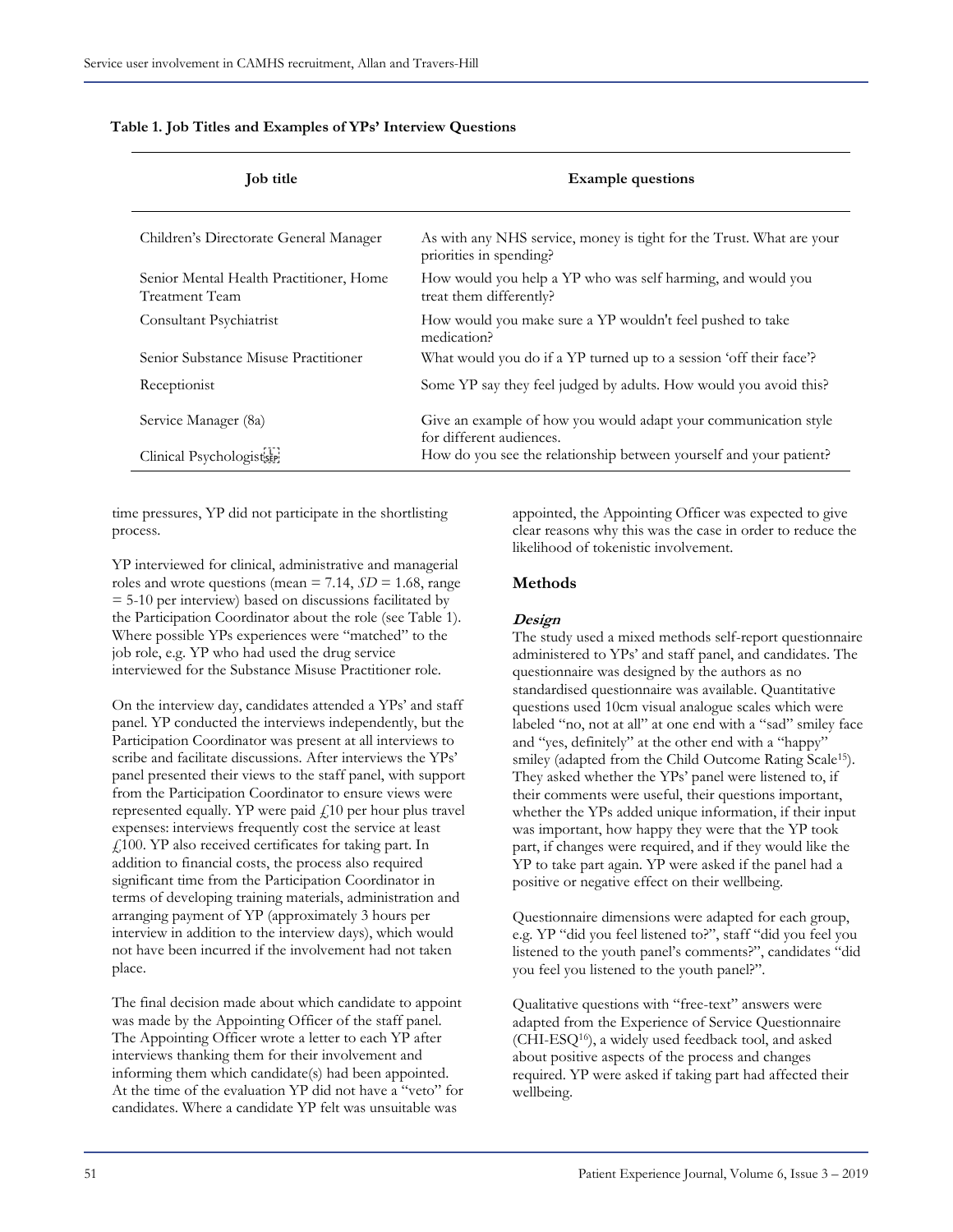**Table 1. Job Titles and Examples of YPs' Interview Questions**

| Job title | Example questions |
|---|---|
| Children's Directorate General Manager | As with any NHS service, money is tight for the Trust. What are your priorities in spending? |
| Senior Mental Health Practitioner, Home Treatment Team | How would you help a YP who was self harming, and would you treat them differently? |
| Consultant Psychiatrist | How would you make sure a YP wouldn't feel pushed to take medication? |
| Senior Substance Misuse Practitioner | What would you do if a YP turned up to a session 'off their face'? |
| Receptionist | Some YP say they feel judged by adults. How would you avoid this? |
| Service Manager (8a) | Give an example of how you would adapt your communication style for different audiences. |
| Clinical Psychologist | How do you see the relationship between yourself and your patient? |

time pressures, YP did not participate in the shortlisting process.

YP interviewed for clinical, administrative and managerial roles and wrote questions (mean = 7.14, *SD* = 1.68, range = 5-10 per interview) based on discussions facilitated by the Participation Coordinator about the role (see Table 1). Where possible YPs experiences were "matched" to the job role, e.g. YP who had used the drug service interviewed for the Substance Misuse Practitioner role.

On the interview day, candidates attended a YPs' and staff panel. YP conducted the interviews independently, but the Participation Coordinator was present at all interviews to scribe and facilitate discussions. After interviews the YPs' panel presented their views to the staff panel, with support from the Participation Coordinator to ensure views were represented equally. YP were paid £10 per hour plus travel expenses: interviews frequently cost the service at least £100. YP also received certificates for taking part. In addition to financial costs, the process also required significant time from the Participation Coordinator in terms of developing training materials, administration and arranging payment of YP (approximately 3 hours per interview in addition to the interview days), which would not have been incurred if the involvement had not taken place.

The final decision made about which candidate to appoint was made by the Appointing Officer of the staff panel. The Appointing Officer wrote a letter to each YP after interviews thanking them for their involvement and informing them which candidate(s) had been appointed. At the time of the evaluation YP did not have a "veto" for candidates. Where a candidate YP felt was unsuitable was appointed, the Appointing Officer was expected to give clear reasons why this was the case in order to reduce the likelihood of tokenistic involvement.

## Methods

### *Design*

The study used a mixed methods self-report questionnaire administered to YPs' and staff panel, and candidates. The questionnaire was designed by the authors as no standardised questionnaire was available. Quantitative questions used 10cm visual analogue scales which were labeled "no, not at all" at one end with a "sad" smiley face and "yes, definitely" at the other end with a "happy" smiley (adapted from the Child Outcome Rating Scale[15]). They asked whether the YPs' panel were listened to, if their comments were useful, their questions important, whether the YPs added unique information, if their input was important, how happy they were that the YP took part, if changes were required, and if they would like the YP to take part again. YP were asked if the panel had a positive or negative effect on their wellbeing.

Questionnaire dimensions were adapted for each group, e.g. YP "did you feel listened to?", staff "did you feel you listened to the youth panel's comments?", candidates "did you feel you listened to the youth panel?".

Qualitative questions with "free-text" answers were adapted from the Experience of Service Questionnaire (CHI-ESQ[16]), a widely used feedback tool, and asked about positive aspects of the process and changes required. YP were asked if taking part had affected their wellbeing.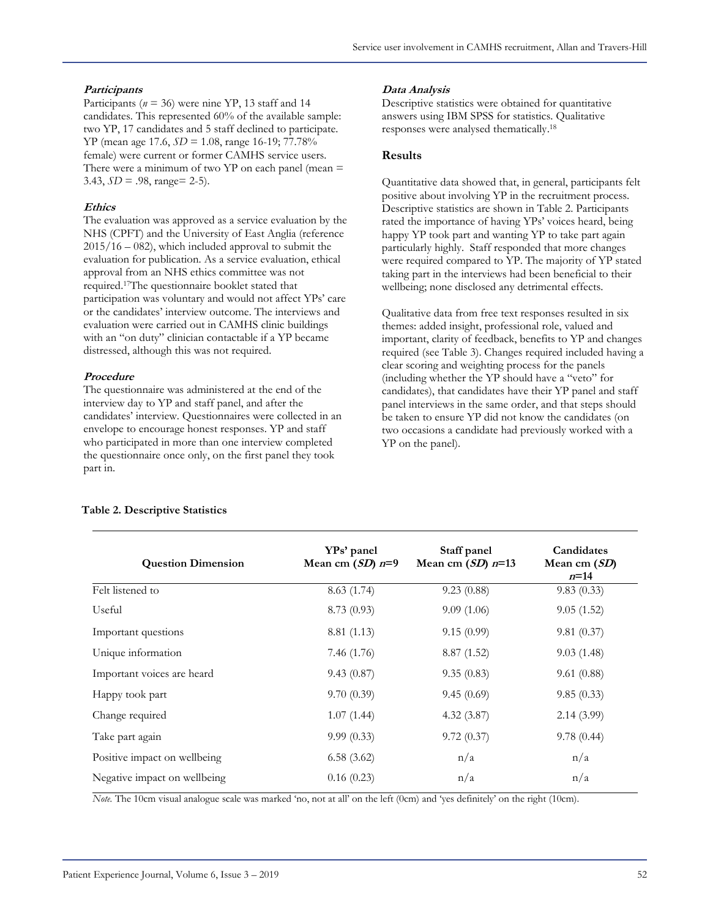### Participants

Participants ($n$ = 36) were nine YP, 13 staff and 14 candidates. This represented 60% of the available sample: two YP, 17 candidates and 5 staff declined to participate. YP (mean age 17.6, $SD$ = 1.08, range 16-19; 77.78% female) were current or former CAMHS service users. There were a minimum of two YP on each panel (mean = 3.43, $SD$ = .98, range= 2-5).

### Ethics

The evaluation was approved as a service evaluation by the NHS (CPFT) and the University of East Anglia (reference 2015/16 – 082), which included approval to submit the evaluation for publication. As a service evaluation, ethical approval from an NHS ethics committee was not required.[17] The questionnaire booklet stated that participation was voluntary and would not affect YPs' care or the candidates' interview outcome. The interviews and evaluation were carried out in CAMHS clinic buildings with an "on duty" clinician contactable if a YP became distressed, although this was not required.

### Procedure

The questionnaire was administered at the end of the interview day to YP and staff panel, and after the candidates' interview. Questionnaires were collected in an envelope to encourage honest responses. YP and staff who participated in more than one interview completed the questionnaire once only, on the first panel they took part in.

### Data Analysis

Descriptive statistics were obtained for quantitative answers using IBM SPSS for statistics. Qualitative responses were analysed thematically.[18]

## Results

Quantitative data showed that, in general, participants felt positive about involving YP in the recruitment process. Descriptive statistics are shown in Table 2. Participants rated the importance of having YPs' voices heard, being happy YP took part and wanting YP to take part again particularly highly. Staff responded that more changes were required compared to YP. The majority of YP stated taking part in the interviews had been beneficial to their wellbeing; none disclosed any detrimental effects.

Qualitative data from free text responses resulted in six themes: added insight, professional role, valued and important, clarity of feedback, benefits to YP and changes required (see Table 3). Changes required included having a clear scoring and weighting process for the panels (including whether the YP should have a "veto" for candidates), that candidates have their YP panel and staff panel interviews in the same order, and that steps should be taken to ensure YP did not know the candidates (on two occasions a candidate had previously worked with a YP on the panel).

**Table 2. Descriptive Statistics**

| Question Dimension | YPs' panel Mean cm ($SD$) $n$=9 | Staff panel Mean cm ($SD$) $n$=13 | Candidates Mean cm ($SD$) $n$=14 |
|---|---|---|---|
| Felt listened to | 8.63 (1.74) | 9.23 (0.88) | 9.83 (0.33) |
| Useful | 8.73 (0.93) | 9.09 (1.06) | 9.05 (1.52) |
| Important questions | 8.81 (1.13) | 9.15 (0.99) | 9.81 (0.37) |
| Unique information | 7.46 (1.76) | 8.87 (1.52) | 9.03 (1.48) |
| Important voices are heard | 9.43 (0.87) | 9.35 (0.83) | 9.61 (0.88) |
| Happy took part | 9.70 (0.39) | 9.45 (0.69) | 9.85 (0.33) |
| Change required | 1.07 (1.44) | 4.32 (3.87) | 2.14 (3.99) |
| Take part again | 9.99 (0.33) | 9.72 (0.37) | 9.78 (0.44) |
| Positive impact on wellbeing | 6.58 (3.62) | n/a | n/a |
| Negative impact on wellbeing | 0.16 (0.23) | n/a | n/a |

*Note.* The 10cm visual analogue scale was marked 'no, not at all' on the left (0cm) and 'yes definitely' on the right (10cm).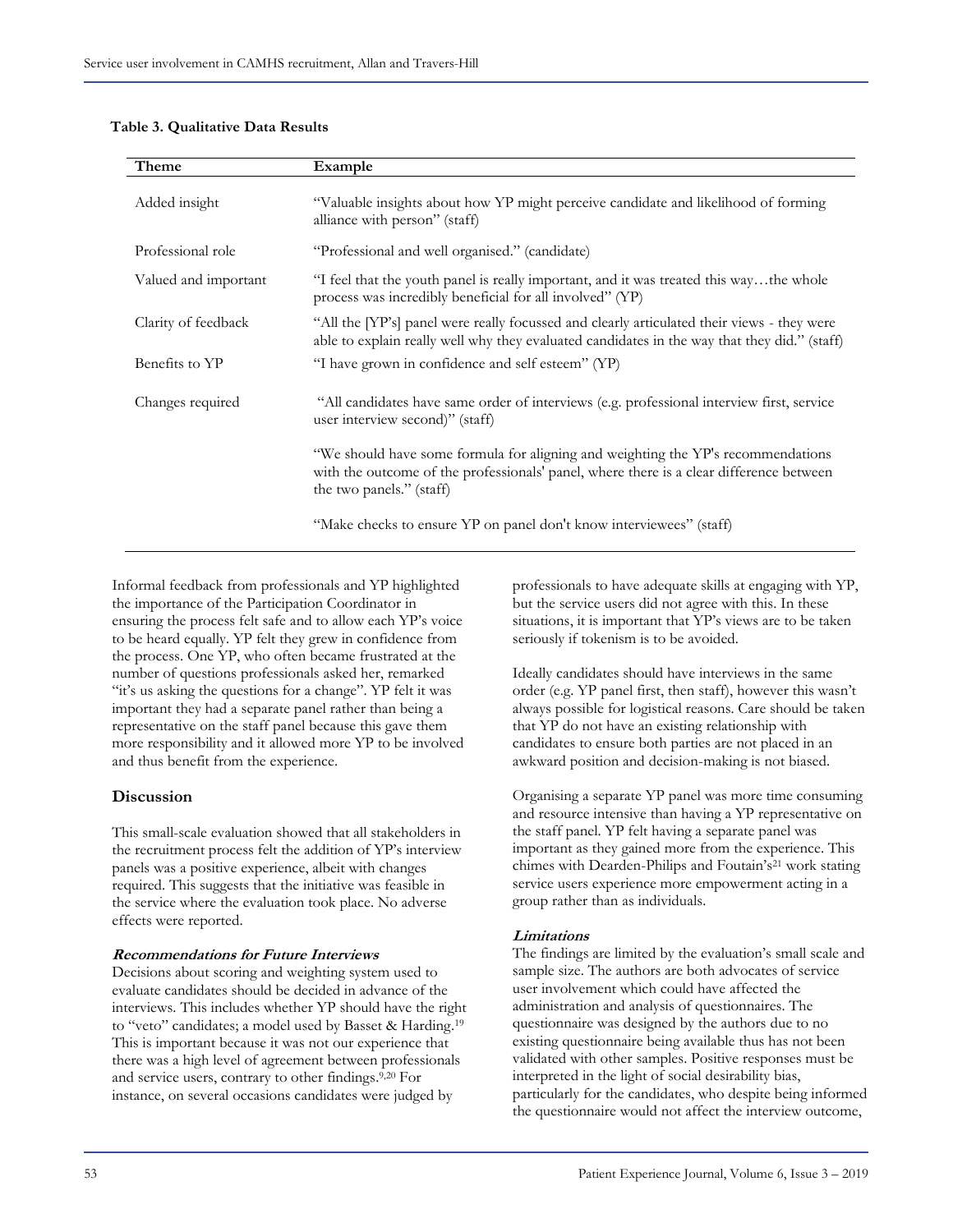**Table 3. Qualitative Data Results**

| Theme | Example |
| --- | --- |
| Added insight | "Valuable insights about how YP might perceive candidate and likelihood of forming alliance with person" (staff) |
| Professional role | "Professional and well organised." (candidate) |
| Valued and important | "I feel that the youth panel is really important, and it was treated this way…the whole process was incredibly beneficial for all involved" (YP) |
| Clarity of feedback | "All the [YP's] panel were really focussed and clearly articulated their views - they were able to explain really well why they evaluated candidates in the way that they did." (staff) |
| Benefits to YP | "I have grown in confidence and self esteem" (YP) |
| Changes required | "All candidates have same order of interviews (e.g. professional interview first, service user interview second)" (staff) |
| | "We should have some formula for aligning and weighting the YP's recommendations with the outcome of the professionals' panel, where there is a clear difference between the two panels." (staff) |
| | "Make checks to ensure YP on panel don't know interviewees" (staff) |

Informal feedback from professionals and YP highlighted the importance of the Participation Coordinator in ensuring the process felt safe and to allow each YP's voice to be heard equally. YP felt they grew in confidence from the process. One YP, who often became frustrated at the number of questions professionals asked her, remarked "it's us asking the questions for a change". YP felt it was important they had a separate panel rather than being a representative on the staff panel because this gave them more responsibility and it allowed more YP to be involved and thus benefit from the experience.

## Discussion

This small-scale evaluation showed that all stakeholders in the recruitment process felt the addition of YP's interview panels was a positive experience, albeit with changes required. This suggests that the initiative was feasible in the service where the evaluation took place. No adverse effects were reported.

### *Recommendations for Future Interviews*

Decisions about scoring and weighting system used to evaluate candidates should be decided in advance of the interviews. This includes whether YP should have the right to "veto" candidates; a model used by Basset & Harding.[19] This is important because it was not our experience that there was a high level of agreement between professionals and service users, contrary to other findings.[9,20] For instance, on several occasions candidates were judged by professionals to have adequate skills at engaging with YP, but the service users did not agree with this. In these situations, it is important that YP's views are to be taken seriously if tokenism is to be avoided.

Ideally candidates should have interviews in the same order (e.g. YP panel first, then staff), however this wasn't always possible for logistical reasons. Care should be taken that YP do not have an existing relationship with candidates to ensure both parties are not placed in an awkward position and decision-making is not biased.

Organising a separate YP panel was more time consuming and resource intensive than having a YP representative on the staff panel. YP felt having a separate panel was important as they gained more from the experience. This chimes with Dearden-Philips and Foutain's[21] work stating service users experience more empowerment acting in a group rather than as individuals.

### *Limitations*

The findings are limited by the evaluation's small scale and sample size. The authors are both advocates of service user involvement which could have affected the administration and analysis of questionnaires. The questionnaire was designed by the authors due to no existing questionnaire being available thus has not been validated with other samples. Positive responses must be interpreted in the light of social desirability bias, particularly for the candidates, who despite being informed the questionnaire would not affect the interview outcome,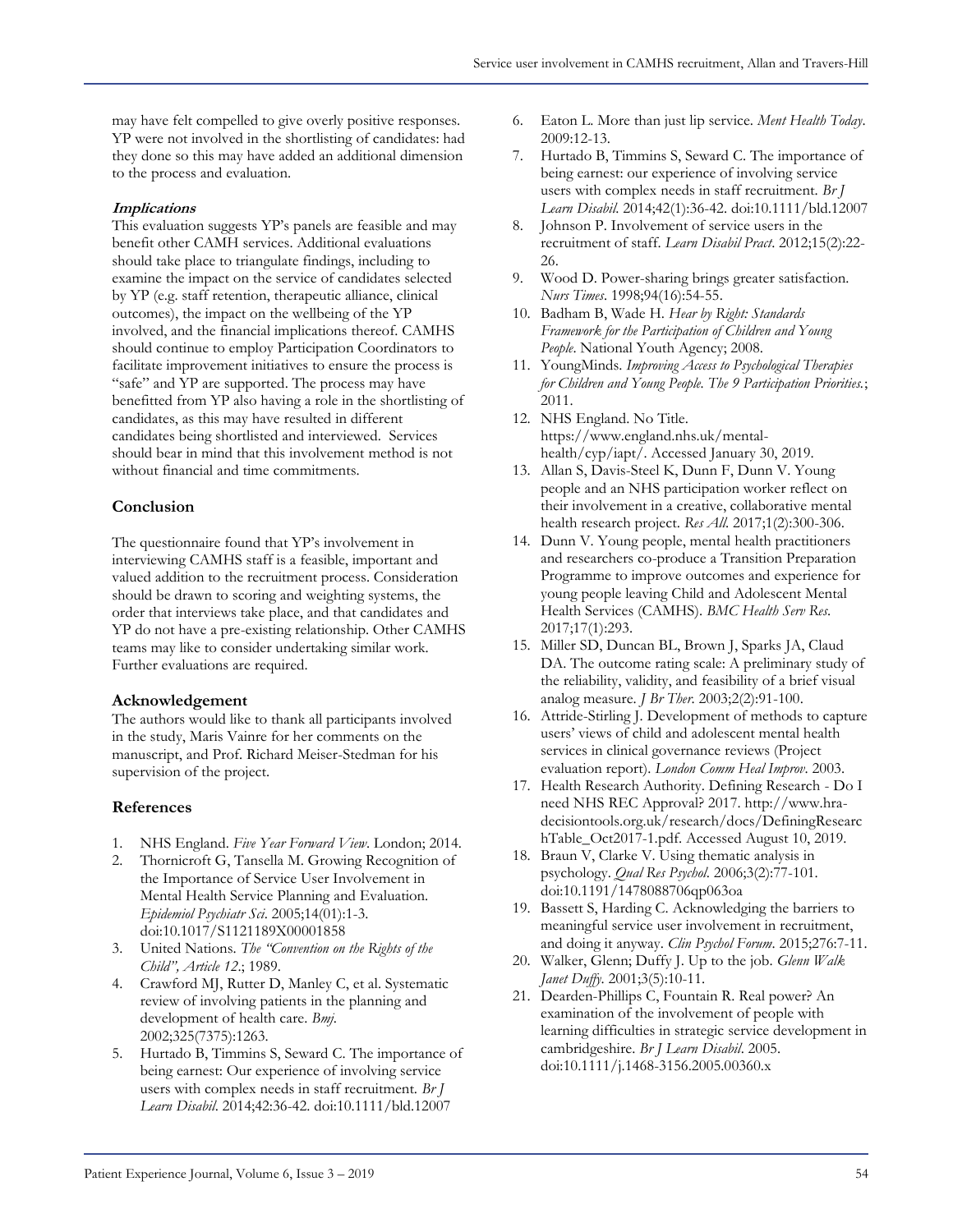may have felt compelled to give overly positive responses. YP were not involved in the shortlisting of candidates: had they done so this may have added an additional dimension to the process and evaluation.

***Implications***

This evaluation suggests YP's panels are feasible and may benefit other CAMH services. Additional evaluations should take place to triangulate findings, including to examine the impact on the service of candidates selected by YP (e.g. staff retention, therapeutic alliance, clinical outcomes), the impact on the wellbeing of the YP involved, and the financial implications thereof. CAMHS should continue to employ Participation Coordinators to facilitate improvement initiatives to ensure the process is "safe" and YP are supported. The process may have benefitted from YP also having a role in the shortlisting of candidates, as this may have resulted in different candidates being shortlisted and interviewed. Services should bear in mind that this involvement method is not without financial and time commitments.

## Conclusion

The questionnaire found that YP's involvement in interviewing CAMHS staff is a feasible, important and valued addition to the recruitment process. Consideration should be drawn to scoring and weighting systems, the order that interviews take place, and that candidates and YP do not have a pre-existing relationship. Other CAMHS teams may like to consider undertaking similar work. Further evaluations are required.

## Acknowledgement

The authors would like to thank all participants involved in the study, Maris Vainre for her comments on the manuscript, and Prof. Richard Meiser-Stedman for his supervision of the project.

## References

1. NHS England. *Five Year Forward View*. London; 2014.
2. Thornicroft G, Tansella M. Growing Recognition of the Importance of Service User Involvement in Mental Health Service Planning and Evaluation. *Epidemiol Psychiatr Sci*. 2005;14(01):1-3. doi:10.1017/S1121189X00001858
3. United Nations. *The "Convention on the Rights of the Child", Article 12*.; 1989.
4. Crawford MJ, Rutter D, Manley C, et al. Systematic review of involving patients in the planning and development of health care. *Bmj*. 2002;325(7375):1263.
5. Hurtado B, Timmins S, Seward C. The importance of being earnest: Our experience of involving service users with complex needs in staff recruitment. *Br J Learn Disabil*. 2014;42:36-42. doi:10.1111/bld.12007
6. Eaton L. More than just lip service. *Ment Health Today*. 2009:12-13.
7. Hurtado B, Timmins S, Seward C. The importance of being earnest: our experience of involving service users with complex needs in staff recruitment. *Br J Learn Disabil*. 2014;42(1):36-42. doi:10.1111/bld.12007
8. Johnson P. Involvement of service users in the recruitment of staff. *Learn Disabil Pract*. 2012;15(2):22-26.
9. Wood D. Power-sharing brings greater satisfaction. *Nurs Times*. 1998;94(16):54-55.
10. Badham B, Wade H. *Hear by Right: Standards Framework for the Participation of Children and Young People*. National Youth Agency; 2008.
11. YoungMinds. *Improving Access to Psychological Therapies for Children and Young People. The 9 Participation Priorities.*; 2011.
12. NHS England. No Title. https://www.england.nhs.uk/mental-health/cyp/iapt/. Accessed January 30, 2019.
13. Allan S, Davis-Steel K, Dunn F, Dunn V. Young people and an NHS participation worker reflect on their involvement in a creative, collaborative mental health research project. *Res All*. 2017;1(2):300-306.
14. Dunn V. Young people, mental health practitioners and researchers co-produce a Transition Preparation Programme to improve outcomes and experience for young people leaving Child and Adolescent Mental Health Services (CAMHS). *BMC Health Serv Res*. 2017;17(1):293.
15. Miller SD, Duncan BL, Brown J, Sparks JA, Claud DA. The outcome rating scale: A preliminary study of the reliability, validity, and feasibility of a brief visual analog measure. *J Br Ther*. 2003;2(2):91-100.
16. Attride-Stirling J. Development of methods to capture users' views of child and adolescent mental health services in clinical governance reviews (Project evaluation report). *London Comm Heal Improv*. 2003.
17. Health Research Authority. Defining Research - Do I need NHS REC Approval? 2017. http://www.hra-decisiontools.org.uk/research/docs/DefiningResearchTable_Oct2017-1.pdf. Accessed August 10, 2019.
18. Braun V, Clarke V. Using thematic analysis in psychology. *Qual Res Psychol*. 2006;3(2):77-101. doi:10.1191/1478088706qp063oa
19. Bassett S, Harding C. Acknowledging the barriers to meaningful service user involvement in recruitment, and doing it anyway. *Clin Psychol Forum*. 2015;276:7-11.
20. Walker, Glenn; Duffy J. Up to the job. *Glenn Walk Janet Duffy*. 2001;3(5):10-11.
21. Dearden-Phillips C, Fountain R. Real power? An examination of the involvement of people with learning difficulties in strategic service development in cambridgeshire. *Br J Learn Disabil*. 2005. doi:10.1111/j.1468-3156.2005.00360.x